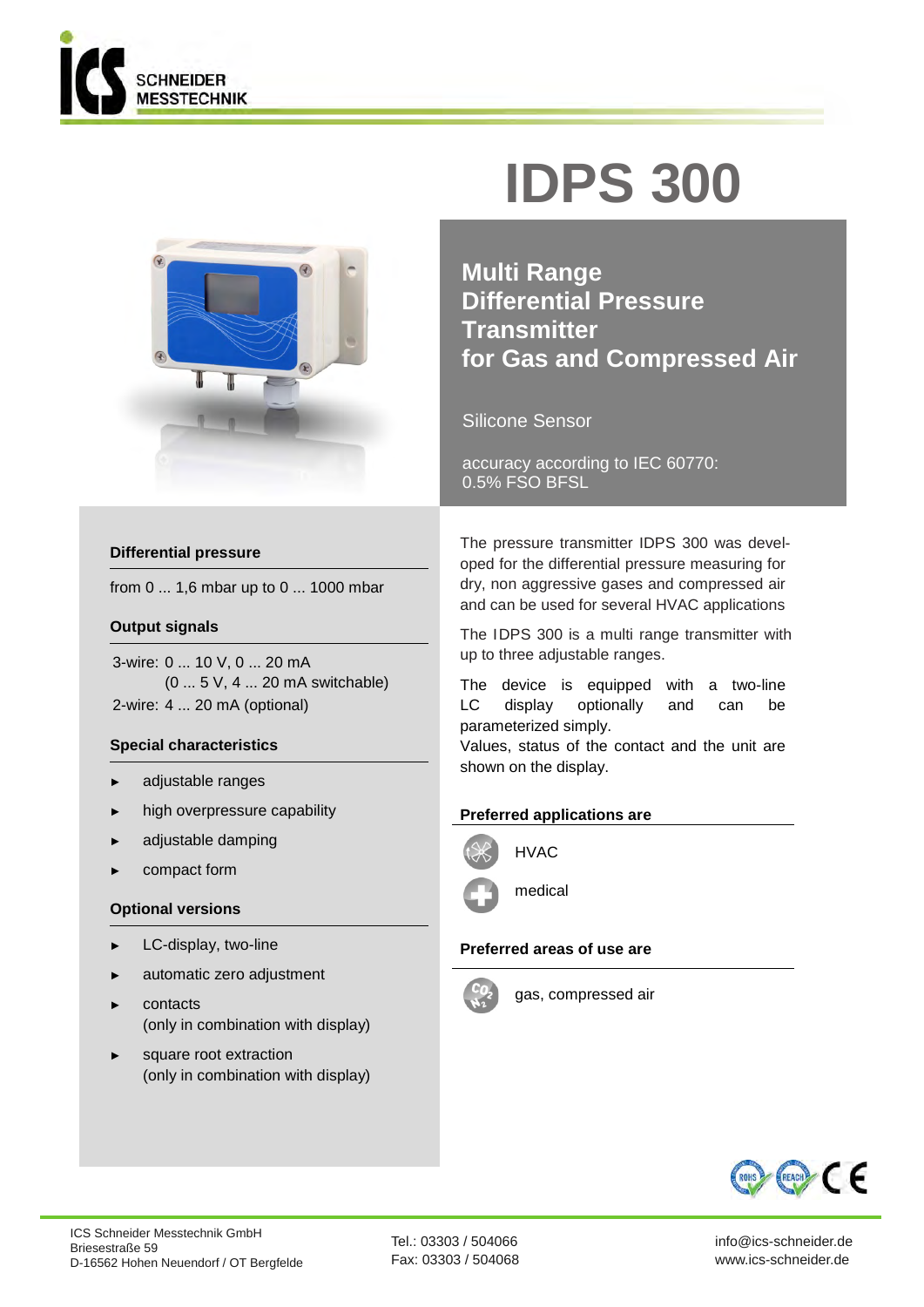# IDPS 300

## Multi Range Differential Pressure Transmitter for Gas and Compressed Air

Silicone Sensor

accuracy according to IEC 60770: 0.5% FSO BFSL

### Differential pressure

from 0 ... 1,6 mbar up to 0 ... 1000 mbar

### Output signals

3-wire: 0 ... 10 V, 0 ... 20 mA
(0 ... 5 V, 4 ... 20 mA switchable)
2-wire: 4 ... 20 mA (optional)

### Special characteristics

- adjustable ranges
- high overpressure capability
- adjustable damping
- compact form

### Optional versions

- LC-display, two-line
- automatic zero adjustment
- contacts (only in combination with display)
- square root extraction (only in combination with display)

The pressure transmitter IDPS 300 was developed for the differential pressure measuring for dry, non aggressive gases and compressed air and can be used for several HVAC applications

The IDPS 300 is a multi range transmitter with up to three adjustable ranges.

The device is equipped with a two-line LC display optionally and can be parameterized simply.
Values, status of the contact and the unit are shown on the display.

### Preferred applications are

- HVAC
- medical

### Preferred areas of use are

- gas, compressed air

ICS Schneider Messtechnik GmbH
Briesestraße 59
D-16562 Hohen Neuendorf / OT Bergfelde

Tel.: 03303 / 504066
Fax: 03303 / 504068

info@ics-schneider.de
www.ics-schneider.de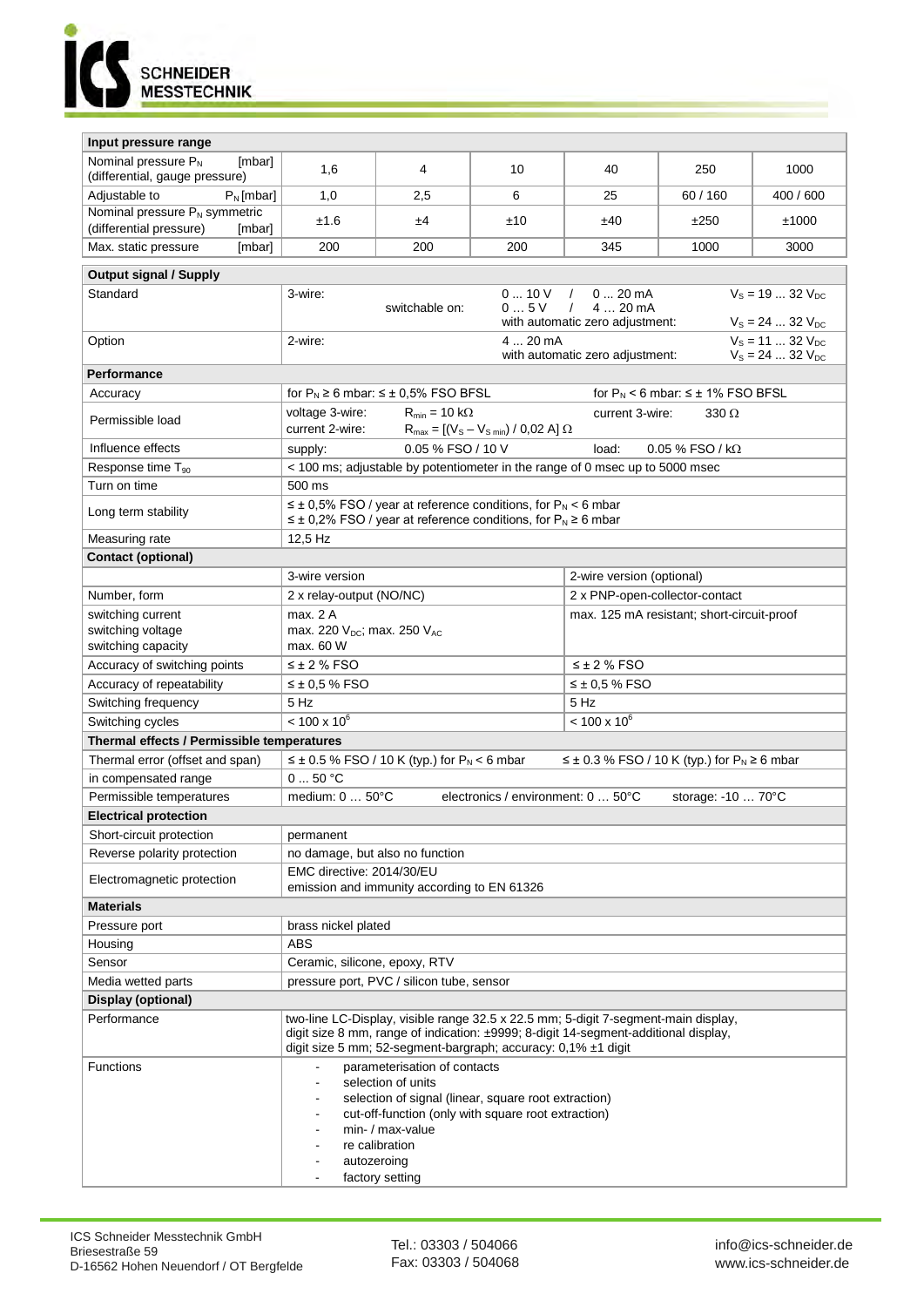| Input pressure range | | | | | | |
|---|---|---|---|---|---|---|
| Nominal pressure $P_N$ [mbar] (differential, gauge pressure) | 1,6 | 4 | 10 | 40 | 250 | 1000 |
| Adjustable to $P_N$ [mbar] | 1,0 | 2,5 | 6 | 25 | 60 / 160 | 400 / 600 |
| Nominal pressure $P_N$ symmetric (differential pressure) [mbar] | ±1.6 | ±4 | ±10 | ±40 | ±250 | ±1000 |
| Max. static pressure [mbar] | 200 | 200 | 200 | 345 | 1000 | 3000 |

| Output signal / Supply | |
|---|---|
| Standard | 3-wire: switchable on: 0 ... 10 V / 0 ... 20 mA; 0 ... 5 V / 4 ... 20 mA; $V_S$ = 19 ... 32 $V_{DC}$; with automatic zero adjustment: $V_S$ = 24 ... 32 $V_{DC}$ |
| Option | 2-wire: 4 ... 20 mA; $V_S$ = 11 ... 32 $V_{DC}$; with automatic zero adjustment: $V_S$ = 24 ... 32 $V_{DC}$ |
| **Performance** | |
| Accuracy | for $P_N$ ≥ 6 mbar: ≤ ± 0,5% FSO BFSL; for $P_N$ < 6 mbar: ≤ ± 1% FSO BFSL |
| Permissible load | voltage 3-wire: $R_{min}$ = 10 kΩ; current 3-wire: 330 Ω; current 2-wire: $R_{max} = [(V_S - V_{S\,min}) / 0{,}02\ A]\ \Omega$ |
| Influence effects | supply: 0.05 % FSO / 10 V; load: 0.05 % FSO / kΩ |
| Response time $T_{90}$ | < 100 ms; adjustable by potentiometer in the range of 0 msec up to 5000 msec |
| Turn on time | 500 ms |
| Long term stability | ≤ ± 0,5% FSO / year at reference conditions, for $P_N$ < 6 mbar<br>≤ ± 0,2% FSO / year at reference conditions, for $P_N$ ≥ 6 mbar |
| Measuring rate | 12,5 Hz |

| Contact (optional) | | |
|---|---|---|
| | 3-wire version | 2-wire version (optional) |
| Number, form | 2 x relay-output (NO/NC) | 2 x PNP-open-collector-contact |
| switching current<br>switching voltage<br>switching capacity | max. 2 A<br>max. 220 $V_{DC}$; max. 250 $V_{AC}$<br>max. 60 W | max. 125 mA resistant; short-circuit-proof |
| Accuracy of switching points | ≤ ± 2 % FSO | ≤ ± 2 % FSO |
| Accuracy of repeatability | ≤ ± 0,5 % FSO | ≤ ± 0,5 % FSO |
| Switching frequency | 5 Hz | 5 Hz |
| Switching cycles | < 100 x $10^6$ | < 100 x $10^6$ |

| Thermal effects / Permissible temperatures | |
|---|---|
| Thermal error (offset and span) | ≤ ± 0.5 % FSO / 10 K (typ.) for $P_N$ < 6 mbar; ≤ ± 0.3 % FSO / 10 K (typ.) for $P_N$ ≥ 6 mbar |
| in compensated range | 0 ... 50 °C |
| Permissible temperatures | medium: 0 … 50°C; electronics / environment: 0 … 50°C; storage: -10 … 70°C |
| **Electrical protection** | |
| Short-circuit protection | permanent |
| Reverse polarity protection | no damage, but also no function |
| Electromagnetic protection | EMC directive: 2014/30/EU<br>emission and immunity according to EN 61326 |
| **Materials** | |
| Pressure port | brass nickel plated |
| Housing | ABS |
| Sensor | Ceramic, silicone, epoxy, RTV |
| Media wetted parts | pressure port, PVC / silicon tube, sensor |
| **Display (optional)** | |
| Performance | two-line LC-Display, visible range 32.5 x 22.5 mm; 5-digit 7-segment-main display, digit size 8 mm, range of indication: ±9999; 8-digit 14-segment-additional display, digit size 5 mm; 52-segment-bargraph; accuracy: 0,1% ±1 digit |
| Functions | - parameterisation of contacts<br>- selection of units<br>- selection of signal (linear, square root extraction)<br>- cut-off-function (only with square root extraction)<br>- min- / max-value<br>- re calibration<br>- autozeroing<br>- factory setting |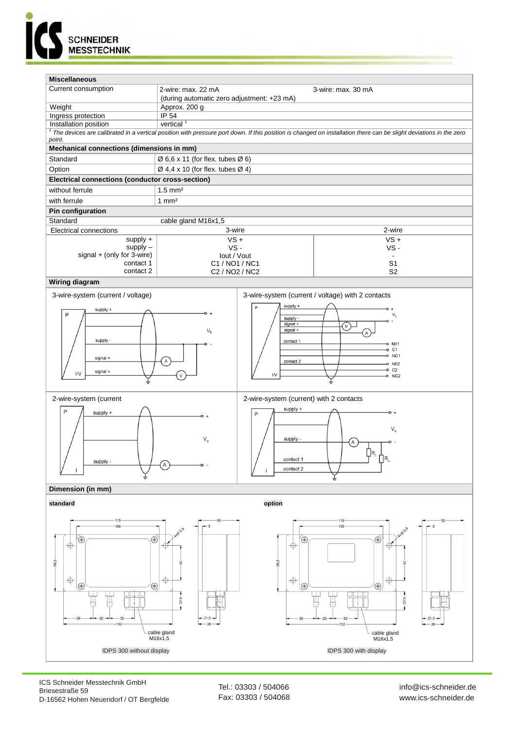## Miscellaneous

| | | |
|---|---|---|
| Current consumption | 2-wire: max. 22 mA<br>(during automatic zero adjustment: +23 mA) | 3-wire: max. 30 mA |
| Weight | Approx. 200 g | |
| Ingress protection | IP 54 | |
| Installation position | vertical [1] | |

[1] *The devices are calibrated in a vertical position with pressure port down. If this position is changed on installation there can be slight deviations in the zero point.*

## Mechanical connections (dimensions in mm)

| | |
|---|---|
| Standard | Ø 6,6 x 11 (for flex. tubes Ø 6) |
| Option | Ø 4,4 x 10 (for flex. tubes Ø 4) |

## Electrical connections (conductor cross-section)

| | |
|---|---|
| without ferrule | 1.5 mm² |
| with ferrule | 1 mm² |

## Pin configuration

| | | |
|---|---|---|
| Standard | cable gland M16x1,5 | |
| Electrical connections | 3-wire | 2-wire |
| supply + | VS + | VS + |
| supply – | VS - | VS - |
| signal + (only for 3-wire) | Iout / Vout | - |
| contact 1 | C1 / NO1 / NC1 | S1 |
| contact 2 | C2 / NO2 / NC2 | S2 |

## Wiring diagram

3-wire-system (current / voltage)

3-wire-system (current / voltage) with 2 contacts

2-wire-system (current

2-wire-system (current) with 2 contacts

## Dimension (in mm)

**standard**

IDPS 300 without display

**option**

IDPS 300 with display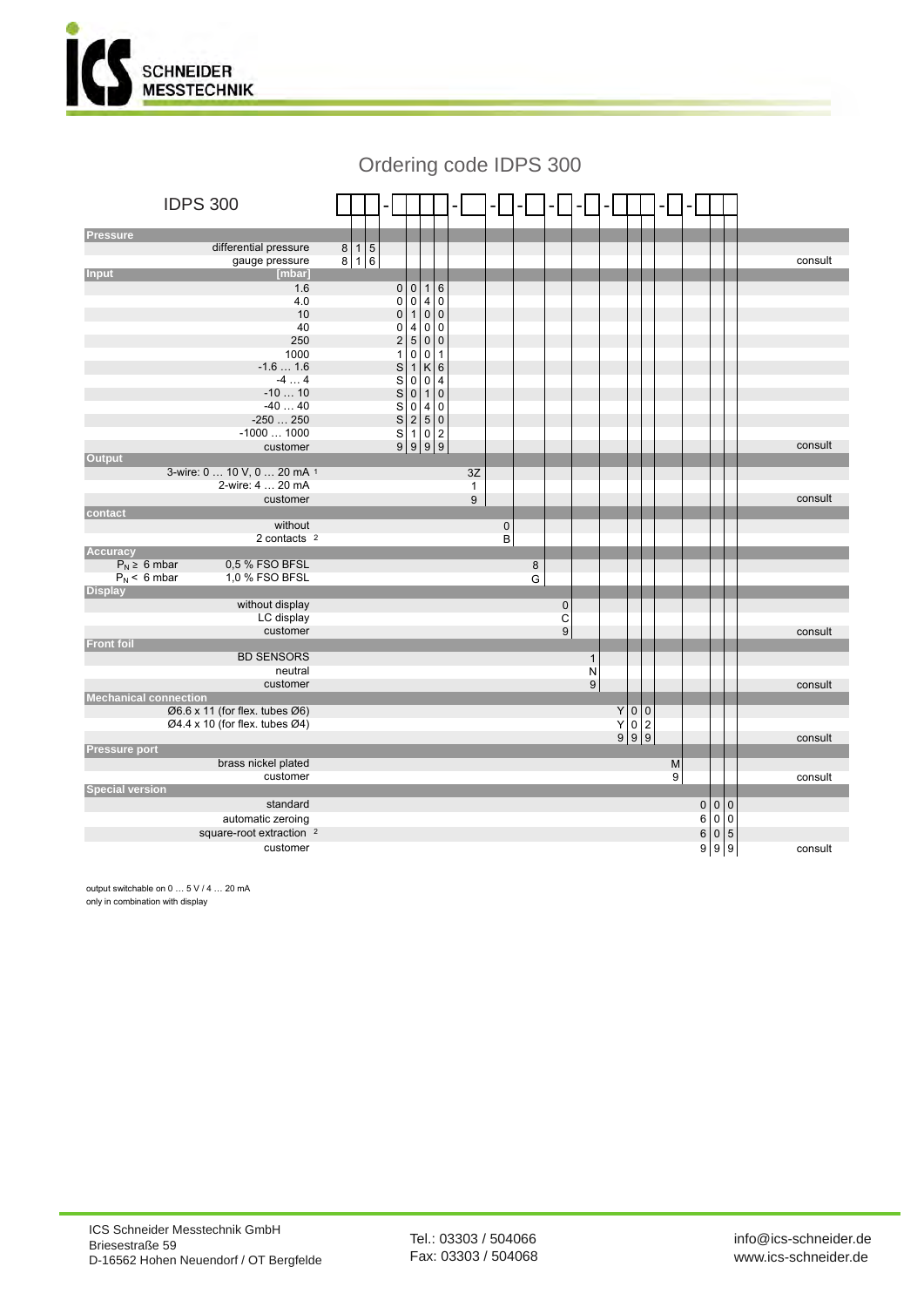## Ordering code IDPS 300

IDPS 300 ☐☐☐ - ☐☐☐☐ - ☐☐ - ☐ - ☐ - ☐ - ☐ - ☐ - ☐☐☐ - ☐ - ☐☐☐

| | | |
|---|---|---|
| **Pressure** | | |
| differential pressure | 8 1 5 | |
| gauge pressure | 8 1 6 | consult |
| **Input** [mbar] | | |
| 1.6 | 0 0 1 6 | |
| 4.0 | 0 0 4 0 | |
| 10 | 0 1 0 0 | |
| 40 | 0 4 0 0 | |
| 250 | 2 5 0 0 | |
| 1000 | 1 0 0 1 | |
| -1.6 … 1.6 | S 1 K 6 | |
| -4 … 4 | S 0 0 4 | |
| -10 … 10 | S 0 1 0 | |
| -40 … 40 | S 0 4 0 | |
| -250 … 250 | S 2 5 0 | |
| -1000 … 1000 | S 1 0 2 | |
| customer | 9 9 9 9 | consult |
| **Output** | | |
| 3-wire: 0 … 10 V, 0 … 20 mA [1] | 3Z | |
| 2-wire: 4 … 20 mA | 1 | |
| customer | 9 | consult |
| **contact** | | |
| without | 0 | |
| 2 contacts [2] | B | |
| **Accuracy** | | |
| $P_N \geq$ 6 mbar — 0,5 % FSO BFSL | 8 | |
| $P_N <$ 6 mbar — 1,0 % FSO BFSL | G | |
| **Display** | | |
| without display | 0 | |
| LC display | C | |
| customer | 9 | consult |
| **Front foil** | | |
| BD SENSORS | 1 | |
| neutral | N | |
| customer | 9 | consult |
| **Mechanical connection** | | |
| Ø6.6 x 11 (for flex. tubes Ø6) | Y 0 0 | |
| Ø4.4 x 10 (for flex. tubes Ø4) | Y 0 2 | |
| | 9 9 9 | consult |
| **Pressure port** | | |
| brass nickel plated | M | |
| customer | 9 | consult |
| **Special version** | | |
| standard | 0 0 0 | |
| automatic zeroing | 6 0 0 | |
| square-root extraction [2] | 6 0 5 | |
| customer | 9 9 9 | consult |

[1] output switchable on 0 … 5 V / 4 … 20 mA

[2] only in combination with display

ICS Schneider Messtechnik GmbH
Briesestraße 59
D-16562 Hohen Neuendorf / OT Bergfelde

Tel.: 03303 / 504066
Fax: 03303 / 504068

info@ics-schneider.de
www.ics-schneider.de